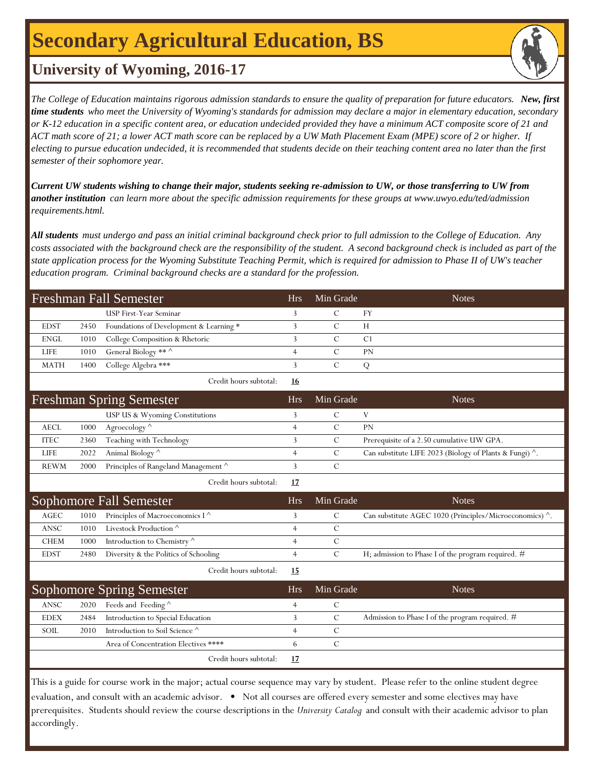# Secondary Agricultural Education, BS

## University of Wyoming, 2016-17

*The College of Education maintains rigorous admission standards to ensure the quality of preparation for future educators.* ***New, first time students*** *who meet the University of Wyoming's standards for admission may declare a major in elementary education, secondary or K-12 education in a specific content area, or education undecided provided they have a minimum ACT composite score of 21 and ACT math score of 21; a lower ACT math score can be replaced by a UW Math Placement Exam (MPE) score of 2 or higher. If electing to pursue education undecided, it is recommended that students decide on their teaching content area no later than the first semester of their sophomore year.*

***Current UW students wishing to change their major, students seeking re-admission to UW, or those transferring to UW from another institution*** *can learn more about the specific admission requirements for these groups at www.uwyo.edu/ted/admission requirements.html.*

***All students*** *must undergo and pass an initial criminal background check prior to full admission to the College of Education. Any costs associated with the background check are the responsibility of the student. A second background check is included as part of the state application process for the Wyoming Substitute Teaching Permit, which is required for admission to Phase II of UW's teacher education program. Criminal background checks are a standard for the profession.*

| Freshman Fall Semester | | | Hrs | Min Grade | Notes |
|---|---|---|---|---|---|
| | | USP First-Year Seminar | 3 | C | FY |
| EDST | 2450 | Foundations of Development & Learning * | 3 | C | H |
| ENGL | 1010 | College Composition & Rhetoric | 3 | C | C1 |
| LIFE | 1010 | General Biology ** ^ | 4 | C | PN |
| MATH | 1400 | College Algebra *** | 3 | C | Q |
| | | Credit hours subtotal: | **16** | | |

| Freshman Spring Semester | | | Hrs | Min Grade | Notes |
|---|---|---|---|---|---|
| | | USP US & Wyoming Constitutions | 3 | C | V |
| AECL | 1000 | Agroecology ^ | 4 | C | PN |
| ITEC | 2360 | Teaching with Technology | 3 | C | Prerequisite of a 2.50 cumulative UW GPA. |
| LIFE | 2022 | Animal Biology ^ | 4 | C | Can substitute LIFE 2023 (Biology of Plants & Fungi) ^. |
| REWM | 2000 | Principles of Rangeland Management ^ | 3 | C | |
| | | Credit hours subtotal: | **17** | | |

| Sophomore Fall Semester | | | Hrs | Min Grade | Notes |
|---|---|---|---|---|---|
| AGEC | 1010 | Principles of Macroeconomics I ^ | 3 | C | Can substitute AGEC 1020 (Principles/Microeconomics) ^. |
| ANSC | 1010 | Livestock Production ^ | 4 | C | |
| CHEM | 1000 | Introduction to Chemistry ^ | 4 | C | |
| EDST | 2480 | Diversity & the Politics of Schooling | 4 | C | H; admission to Phase I of the program required. # |
| | | Credit hours subtotal: | **15** | | |

| Sophomore Spring Semester | | | Hrs | Min Grade | Notes |
|---|---|---|---|---|---|
| ANSC | 2020 | Feeds and Feeding ^ | 4 | C | |
| EDEX | 2484 | Introduction to Special Education | 3 | C | Admission to Phase I of the program required. # |
| SOIL | 2010 | Introduction to Soil Science ^ | 4 | C | |
| | | Area of Concentration Electives **** | 6 | C | |
| | | Credit hours subtotal: | **17** | | |

This is a guide for course work in the major; actual course sequence may vary by student. Please refer to the online student degree evaluation, and consult with an academic advisor. • Not all courses are offered every semester and some electives may have prerequisites. Students should review the course descriptions in the *University Catalog* and consult with their academic advisor to plan accordingly.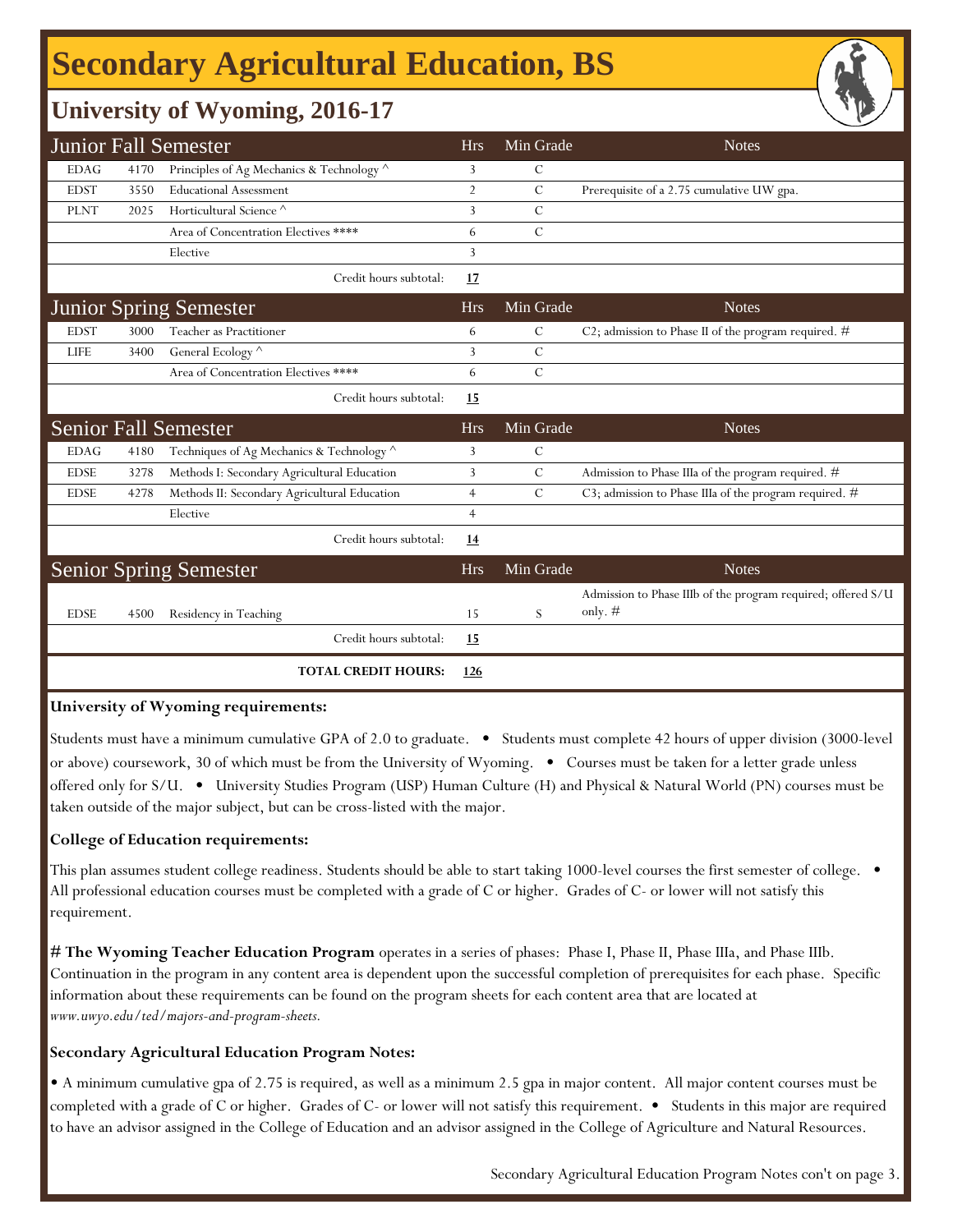# Secondary Agricultural Education, BS

## University of Wyoming, 2016-17

| Junior Fall Semester | | | Hrs | Min Grade | Notes |
|---|---|---|---|---|---|
| EDAG | 4170 | Principles of Ag Mechanics & Technology ^ | 3 | C | |
| EDST | 3550 | Educational Assessment | 2 | C | Prerequisite of a 2.75 cumulative UW gpa. |
| PLNT | 2025 | Horticultural Science ^ | 3 | C | |
| | | Area of Concentration Electives **** | 6 | C | |
| | | Elective | 3 | | |
| | | Credit hours subtotal: | **17** | | |

| Junior Spring Semester | | | Hrs | Min Grade | Notes |
|---|---|---|---|---|---|
| EDST | 3000 | Teacher as Practitioner | 6 | C | C2; admission to Phase II of the program required. # |
| LIFE | 3400 | General Ecology ^ | 3 | C | |
| | | Area of Concentration Electives **** | 6 | C | |
| | | Credit hours subtotal: | **15** | | |

| Senior Fall Semester | | | Hrs | Min Grade | Notes |
|---|---|---|---|---|---|
| EDAG | 4180 | Techniques of Ag Mechanics & Technology ^ | 3 | C | |
| EDSE | 3278 | Methods I: Secondary Agricultural Education | 3 | C | Admission to Phase IIIa of the program required. # |
| EDSE | 4278 | Methods II: Secondary Agricultural Education | 4 | C | C3; admission to Phase IIIa of the program required. # |
| | | Elective | 4 | | |
| | | Credit hours subtotal: | **14** | | |

| Senior Spring Semester | | | Hrs | Min Grade | Notes |
|---|---|---|---|---|---|
| EDSE | 4500 | Residency in Teaching | 15 | S | Admission to Phase IIIb of the program required; offered S/U only. # |
| | | Credit hours subtotal: | **15** | | |
| | | **TOTAL CREDIT HOURS:** | **126** | | |

**University of Wyoming requirements:**

Students must have a minimum cumulative GPA of 2.0 to graduate. • Students must complete 42 hours of upper division (3000-level or above) coursework, 30 of which must be from the University of Wyoming. • Courses must be taken for a letter grade unless offered only for S/U. • University Studies Program (USP) Human Culture (H) and Physical & Natural World (PN) courses must be taken outside of the major subject, but can be cross-listed with the major.

**College of Education requirements:**

This plan assumes student college readiness. Students should be able to start taking 1000-level courses the first semester of college. • All professional education courses must be completed with a grade of C or higher. Grades of C- or lower will not satisfy this requirement.

**# The Wyoming Teacher Education Program** operates in a series of phases: Phase I, Phase II, Phase IIIa, and Phase IIIb. Continuation in the program in any content area is dependent upon the successful completion of prerequisites for each phase. Specific information about these requirements can be found on the program sheets for each content area that are located at *www.uwyo.edu/ted/majors-and-program-sheets.*

**Secondary Agricultural Education Program Notes:**

• A minimum cumulative gpa of 2.75 is required, as well as a minimum 2.5 gpa in major content. All major content courses must be completed with a grade of C or higher. Grades of C- or lower will not satisfy this requirement. • Students in this major are required to have an advisor assigned in the College of Education and an advisor assigned in the College of Agriculture and Natural Resources.

Secondary Agricultural Education Program Notes con't on page 3.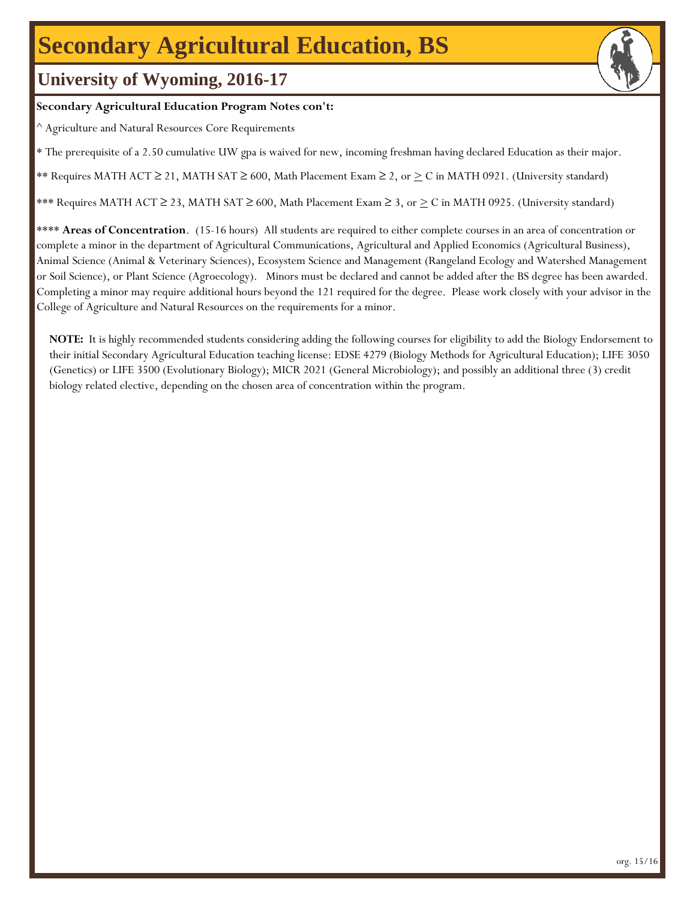# Secondary Agricultural Education, BS

## University of Wyoming, 2016-17

**Secondary Agricultural Education Program Notes con't:**

^ Agriculture and Natural Resources Core Requirements

* The prerequisite of a 2.50 cumulative UW gpa is waived for new, incoming freshman having declared Education as their major.

** Requires MATH ACT ≥ 21, MATH SAT ≥ 600, Math Placement Exam ≥ 2, or ≥ C in MATH 0921. (University standard)

*** Requires MATH ACT ≥ 23, MATH SAT ≥ 600, Math Placement Exam ≥ 3, or ≥ C in MATH 0925. (University standard)

**** **Areas of Concentration**. (15-16 hours) All students are required to either complete courses in an area of concentration or complete a minor in the department of Agricultural Communications, Agricultural and Applied Economics (Agricultural Business), Animal Science (Animal & Veterinary Sciences), Ecosystem Science and Management (Rangeland Ecology and Watershed Management or Soil Science), or Plant Science (Agroecology). Minors must be declared and cannot be added after the BS degree has been awarded. Completing a minor may require additional hours beyond the 121 required for the degree. Please work closely with your advisor in the College of Agriculture and Natural Resources on the requirements for a minor.

**NOTE:** It is highly recommended students considering adding the following courses for eligibility to add the Biology Endorsement to their initial Secondary Agricultural Education teaching license: EDSE 4279 (Biology Methods for Agricultural Education); LIFE 3050 (Genetics) or LIFE 3500 (Evolutionary Biology); MICR 2021 (General Microbiology); and possibly an additional three (3) credit biology related elective, depending on the chosen area of concentration within the program.

org. 15/16